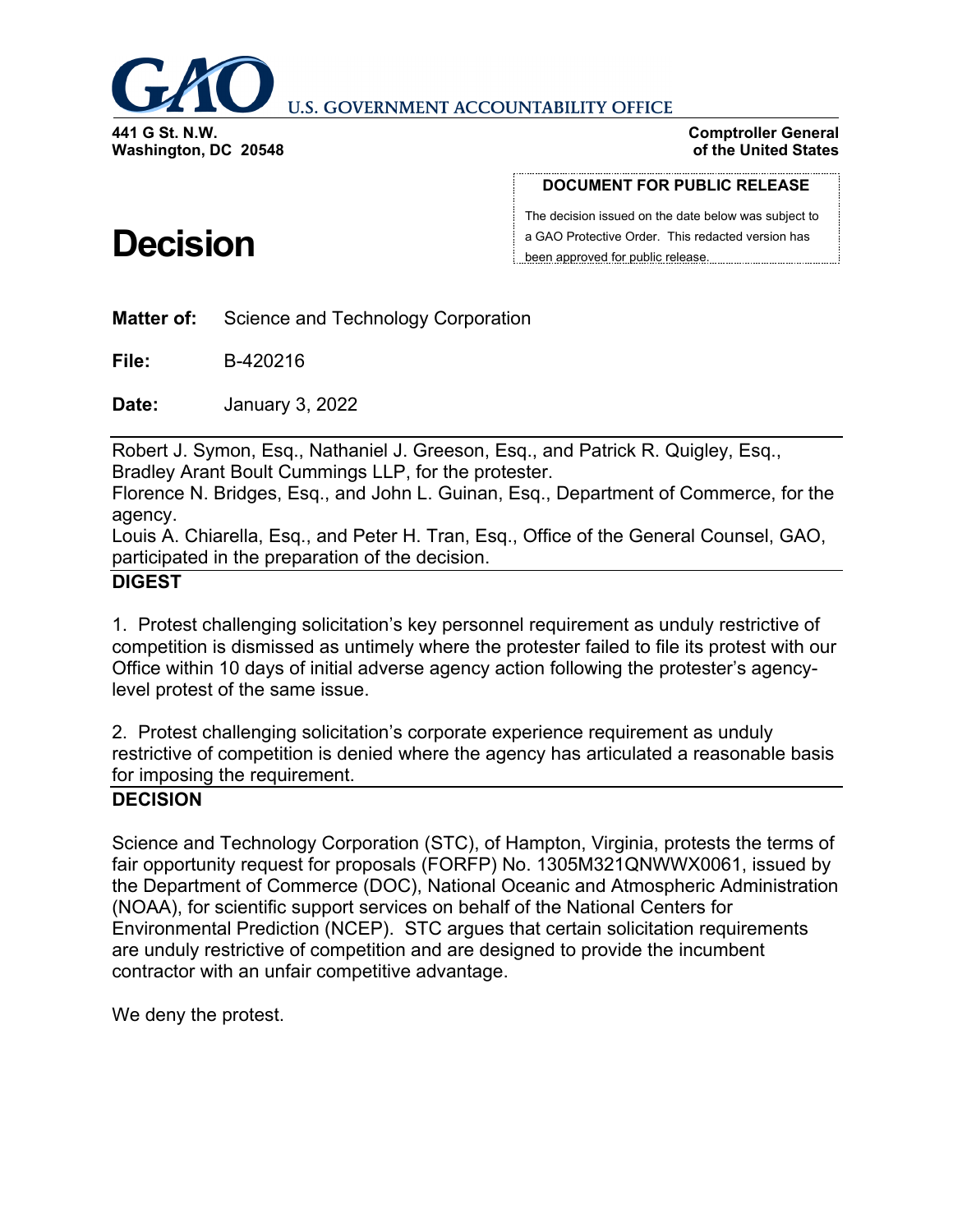U.S. GOVERNMENT ACCOUNTABILITY OFFICE

**441 G St. N.W.**
**Washington, DC 20548**

**Comptroller General**
**of the United States**

**DOCUMENT FOR PUBLIC RELEASE**

The decision issued on the date below was subject to a GAO Protective Order. This redacted version has been approved for public release.

# Decision

**Matter of:** Science and Technology Corporation

**File:** B-420216

**Date:** January 3, 2022

---

Robert J. Symon, Esq., Nathaniel J. Greeson, Esq., and Patrick R. Quigley, Esq., Bradley Arant Boult Cummings LLP, for the protester.
Florence N. Bridges, Esq., and John L. Guinan, Esq., Department of Commerce, for the agency.
Louis A. Chiarella, Esq., and Peter H. Tran, Esq., Office of the General Counsel, GAO, participated in the preparation of the decision.

---

**DIGEST**

1. Protest challenging solicitation's key personnel requirement as unduly restrictive of competition is dismissed as untimely where the protester failed to file its protest with our Office within 10 days of initial adverse agency action following the protester's agency-level protest of the same issue.

2. Protest challenging solicitation's corporate experience requirement as unduly restrictive of competition is denied where the agency has articulated a reasonable basis for imposing the requirement.

---

**DECISION**

Science and Technology Corporation (STC), of Hampton, Virginia, protests the terms of fair opportunity request for proposals (FORFP) No. 1305M321QNWWX0061, issued by the Department of Commerce (DOC), National Oceanic and Atmospheric Administration (NOAA), for scientific support services on behalf of the National Centers for Environmental Prediction (NCEP). STC argues that certain solicitation requirements are unduly restrictive of competition and are designed to provide the incumbent contractor with an unfair competitive advantage.

We deny the protest.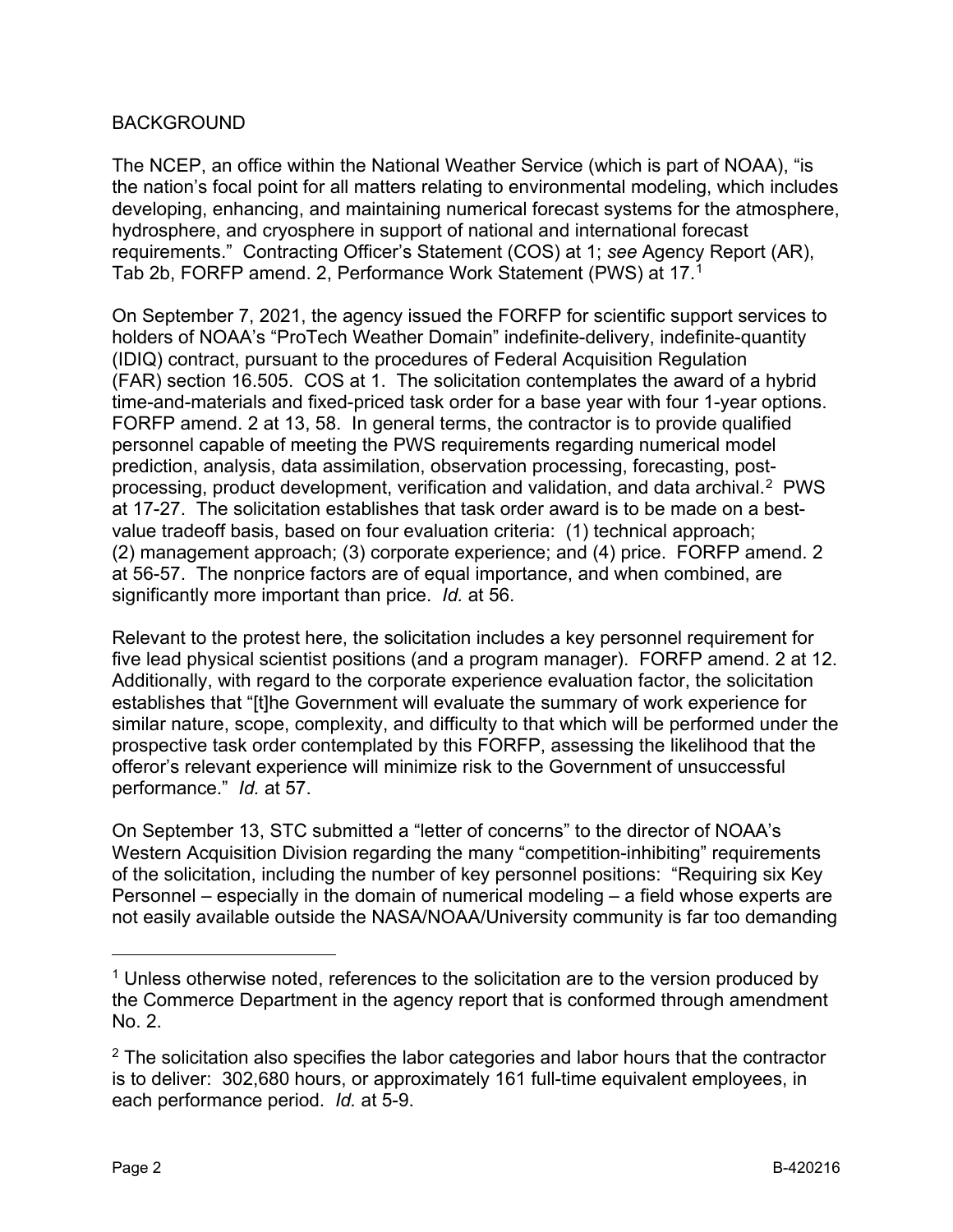BACKGROUND

The NCEP, an office within the National Weather Service (which is part of NOAA), "is the nation's focal point for all matters relating to environmental modeling, which includes developing, enhancing, and maintaining numerical forecast systems for the atmosphere, hydrosphere, and cryosphere in support of national and international forecast requirements." Contracting Officer's Statement (COS) at 1; *see* Agency Report (AR), Tab 2b, FORFP amend. 2, Performance Work Statement (PWS) at 17.[1]

On September 7, 2021, the agency issued the FORFP for scientific support services to holders of NOAA's "ProTech Weather Domain" indefinite-delivery, indefinite-quantity (IDIQ) contract, pursuant to the procedures of Federal Acquisition Regulation (FAR) section 16.505. COS at 1. The solicitation contemplates the award of a hybrid time-and-materials and fixed-priced task order for a base year with four 1-year options. FORFP amend. 2 at 13, 58. In general terms, the contractor is to provide qualified personnel capable of meeting the PWS requirements regarding numerical model prediction, analysis, data assimilation, observation processing, forecasting, post-processing, product development, verification and validation, and data archival.[2] PWS at 17-27. The solicitation establishes that task order award is to be made on a best-value tradeoff basis, based on four evaluation criteria: (1) technical approach; (2) management approach; (3) corporate experience; and (4) price. FORFP amend. 2 at 56-57. The nonprice factors are of equal importance, and when combined, are significantly more important than price. *Id.* at 56.

Relevant to the protest here, the solicitation includes a key personnel requirement for five lead physical scientist positions (and a program manager). FORFP amend. 2 at 12. Additionally, with regard to the corporate experience evaluation factor, the solicitation establishes that "[t]he Government will evaluate the summary of work experience for similar nature, scope, complexity, and difficulty to that which will be performed under the prospective task order contemplated by this FORFP, assessing the likelihood that the offeror's relevant experience will minimize risk to the Government of unsuccessful performance." *Id.* at 57.

On September 13, STC submitted a "letter of concerns" to the director of NOAA's Western Acquisition Division regarding the many "competition-inhibiting" requirements of the solicitation, including the number of key personnel positions: "Requiring six Key Personnel – especially in the domain of numerical modeling – a field whose experts are not easily available outside the NASA/NOAA/University community is far too demanding

---

[1] Unless otherwise noted, references to the solicitation are to the version produced by the Commerce Department in the agency report that is conformed through amendment No. 2.

[2] The solicitation also specifies the labor categories and labor hours that the contractor is to deliver: 302,680 hours, or approximately 161 full-time equivalent employees, in each performance period. *Id.* at 5-9.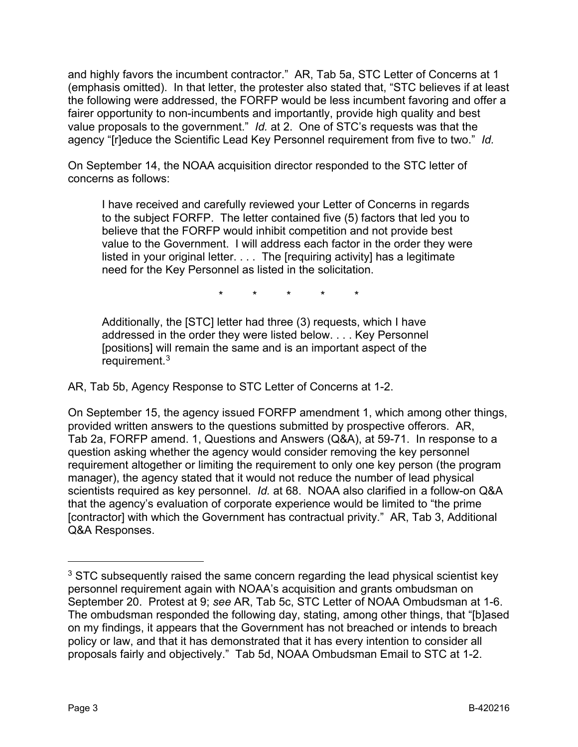and highly favors the incumbent contractor." AR, Tab 5a, STC Letter of Concerns at 1 (emphasis omitted). In that letter, the protester also stated that, "STC believes if at least the following were addressed, the FORFP would be less incumbent favoring and offer a fairer opportunity to non-incumbents and importantly, provide high quality and best value proposals to the government." *Id.* at 2. One of STC's requests was that the agency "[r]educe the Scientific Lead Key Personnel requirement from five to two." *Id.*

On September 14, the NOAA acquisition director responded to the STC letter of concerns as follows:

> I have received and carefully reviewed your Letter of Concerns in regards to the subject FORFP. The letter contained five (5) factors that led you to believe that the FORFP would inhibit competition and not provide best value to the Government. I will address each factor in the order they were listed in your original letter. . . . The [requiring activity] has a legitimate need for the Key Personnel as listed in the solicitation.
>
> \* \* \* \* \*
>
> Additionally, the [STC] letter had three (3) requests, which I have addressed in the order they were listed below. . . . Key Personnel [positions] will remain the same and is an important aspect of the requirement.[3]

AR, Tab 5b, Agency Response to STC Letter of Concerns at 1-2.

On September 15, the agency issued FORFP amendment 1, which among other things, provided written answers to the questions submitted by prospective offerors. AR, Tab 2a, FORFP amend. 1, Questions and Answers (Q&A), at 59-71. In response to a question asking whether the agency would consider removing the key personnel requirement altogether or limiting the requirement to only one key person (the program manager), the agency stated that it would not reduce the number of lead physical scientists required as key personnel. *Id.* at 68. NOAA also clarified in a follow-on Q&A that the agency's evaluation of corporate experience would be limited to "the prime [contractor] with which the Government has contractual privity." AR, Tab 3, Additional Q&A Responses.

---

[3] STC subsequently raised the same concern regarding the lead physical scientist key personnel requirement again with NOAA's acquisition and grants ombudsman on September 20. Protest at 9; *see* AR, Tab 5c, STC Letter of NOAA Ombudsman at 1-6. The ombudsman responded the following day, stating, among other things, that "[b]ased on my findings, it appears that the Government has not breached or intends to breach policy or law, and that it has demonstrated that it has every intention to consider all proposals fairly and objectively." Tab 5d, NOAA Ombudsman Email to STC at 1-2.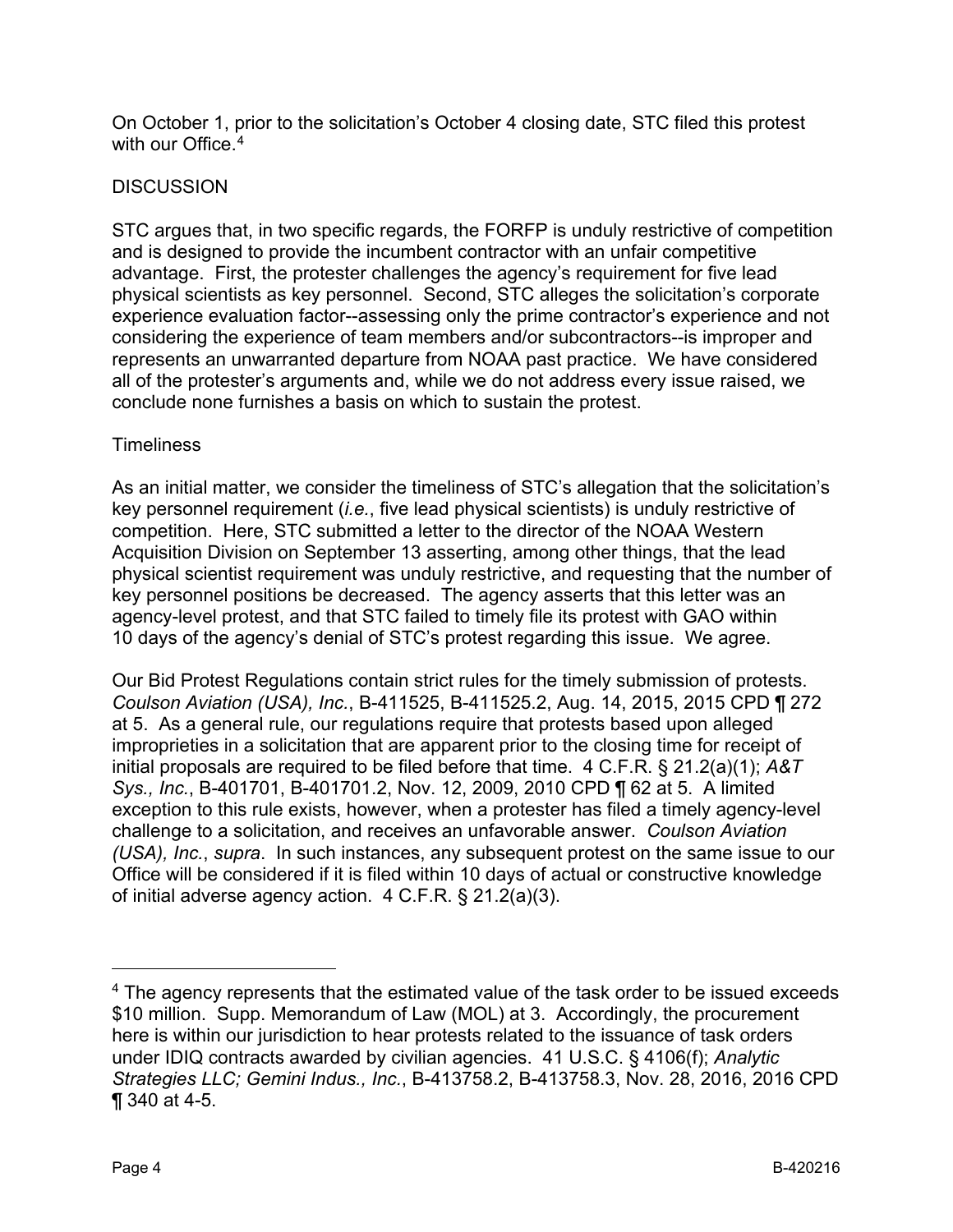On October 1, prior to the solicitation's October 4 closing date, STC filed this protest with our Office.[4]

## DISCUSSION

STC argues that, in two specific regards, the FORFP is unduly restrictive of competition and is designed to provide the incumbent contractor with an unfair competitive advantage. First, the protester challenges the agency's requirement for five lead physical scientists as key personnel. Second, STC alleges the solicitation's corporate experience evaluation factor--assessing only the prime contractor's experience and not considering the experience of team members and/or subcontractors--is improper and represents an unwarranted departure from NOAA past practice. We have considered all of the protester's arguments and, while we do not address every issue raised, we conclude none furnishes a basis on which to sustain the protest.

### Timeliness

As an initial matter, we consider the timeliness of STC's allegation that the solicitation's key personnel requirement (*i.e.*, five lead physical scientists) is unduly restrictive of competition. Here, STC submitted a letter to the director of the NOAA Western Acquisition Division on September 13 asserting, among other things, that the lead physical scientist requirement was unduly restrictive, and requesting that the number of key personnel positions be decreased. The agency asserts that this letter was an agency-level protest, and that STC failed to timely file its protest with GAO within 10 days of the agency's denial of STC's protest regarding this issue. We agree.

Our Bid Protest Regulations contain strict rules for the timely submission of protests. *Coulson Aviation (USA), Inc.*, B-411525, B-411525.2, Aug. 14, 2015, 2015 CPD ¶ 272 at 5. As a general rule, our regulations require that protests based upon alleged improprieties in a solicitation that are apparent prior to the closing time for receipt of initial proposals are required to be filed before that time. 4 C.F.R. § 21.2(a)(1); *A&T Sys., Inc.*, B-401701, B-401701.2, Nov. 12, 2009, 2010 CPD ¶ 62 at 5. A limited exception to this rule exists, however, when a protester has filed a timely agency-level challenge to a solicitation, and receives an unfavorable answer. *Coulson Aviation (USA), Inc.*, *supra*. In such instances, any subsequent protest on the same issue to our Office will be considered if it is filed within 10 days of actual or constructive knowledge of initial adverse agency action. 4 C.F.R. § 21.2(a)(3).

---

[4] The agency represents that the estimated value of the task order to be issued exceeds $10 million. Supp. Memorandum of Law (MOL) at 3. Accordingly, the procurement here is within our jurisdiction to hear protests related to the issuance of task orders under IDIQ contracts awarded by civilian agencies. 41 U.S.C. § 4106(f); *Analytic Strategies LLC; Gemini Indus., Inc.*, B-413758.2, B-413758.3, Nov. 28, 2016, 2016 CPD ¶ 340 at 4-5.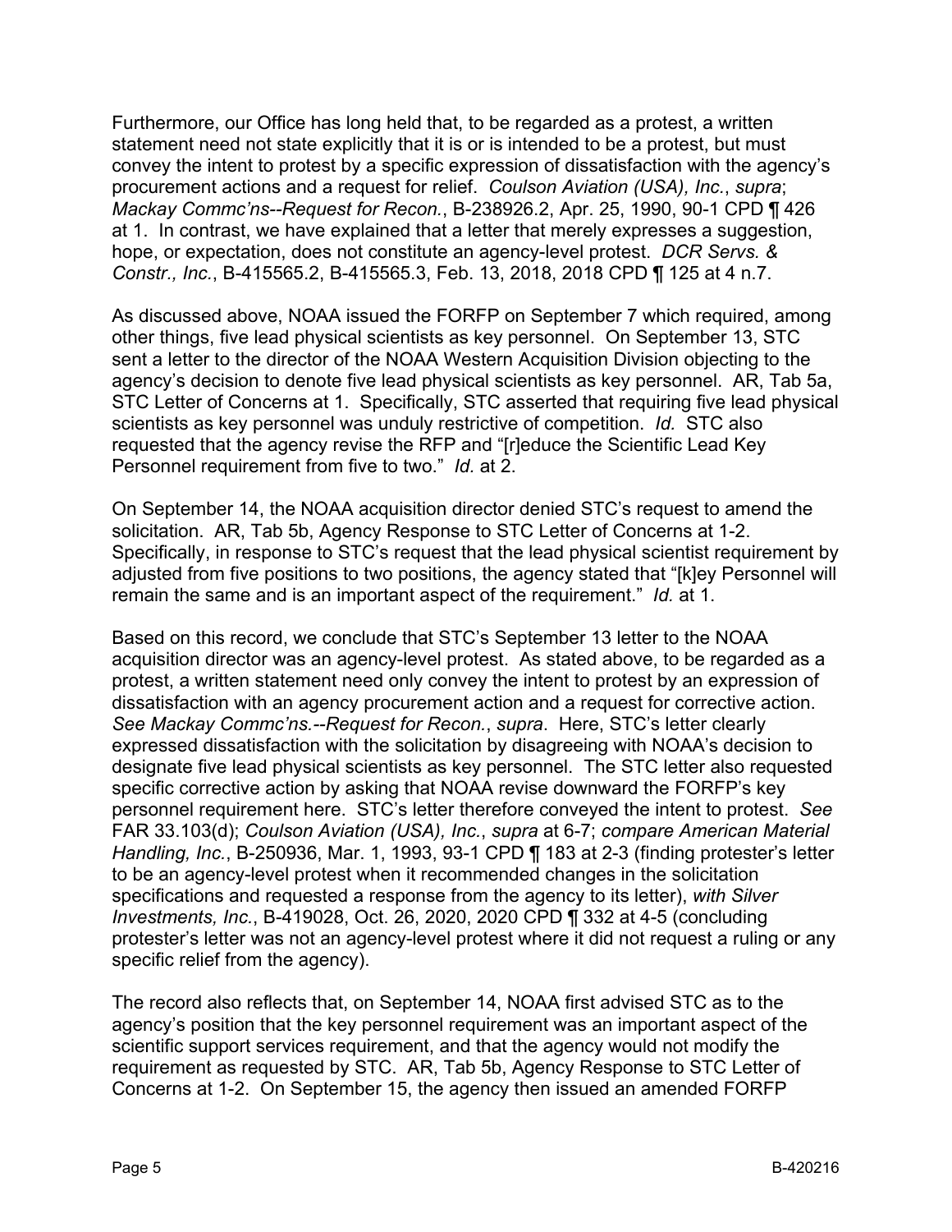Furthermore, our Office has long held that, to be regarded as a protest, a written statement need not state explicitly that it is or is intended to be a protest, but must convey the intent to protest by a specific expression of dissatisfaction with the agency's procurement actions and a request for relief. *Coulson Aviation (USA), Inc.*, *supra*; *Mackay Commc'ns--Request for Recon.*, B-238926.2, Apr. 25, 1990, 90-1 CPD ¶ 426 at 1. In contrast, we have explained that a letter that merely expresses a suggestion, hope, or expectation, does not constitute an agency-level protest. *DCR Servs. & Constr., Inc.*, B-415565.2, B-415565.3, Feb. 13, 2018, 2018 CPD ¶ 125 at 4 n.7.

As discussed above, NOAA issued the FORFP on September 7 which required, among other things, five lead physical scientists as key personnel. On September 13, STC sent a letter to the director of the NOAA Western Acquisition Division objecting to the agency's decision to denote five lead physical scientists as key personnel. AR, Tab 5a, STC Letter of Concerns at 1. Specifically, STC asserted that requiring five lead physical scientists as key personnel was unduly restrictive of competition. *Id.* STC also requested that the agency revise the RFP and "[r]educe the Scientific Lead Key Personnel requirement from five to two." *Id.* at 2.

On September 14, the NOAA acquisition director denied STC's request to amend the solicitation. AR, Tab 5b, Agency Response to STC Letter of Concerns at 1-2. Specifically, in response to STC's request that the lead physical scientist requirement by adjusted from five positions to two positions, the agency stated that "[k]ey Personnel will remain the same and is an important aspect of the requirement." *Id.* at 1.

Based on this record, we conclude that STC's September 13 letter to the NOAA acquisition director was an agency-level protest. As stated above, to be regarded as a protest, a written statement need only convey the intent to protest by an expression of dissatisfaction with an agency procurement action and a request for corrective action. *See Mackay Commc'ns.--Request for Recon.*, *supra*. Here, STC's letter clearly expressed dissatisfaction with the solicitation by disagreeing with NOAA's decision to designate five lead physical scientists as key personnel. The STC letter also requested specific corrective action by asking that NOAA revise downward the FORFP's key personnel requirement here. STC's letter therefore conveyed the intent to protest. *See* FAR 33.103(d); *Coulson Aviation (USA), Inc.*, *supra* at 6-7; *compare American Material Handling, Inc.*, B-250936, Mar. 1, 1993, 93-1 CPD ¶ 183 at 2-3 (finding protester's letter to be an agency-level protest when it recommended changes in the solicitation specifications and requested a response from the agency to its letter), *with Silver Investments, Inc.*, B-419028, Oct. 26, 2020, 2020 CPD ¶ 332 at 4-5 (concluding protester's letter was not an agency-level protest where it did not request a ruling or any specific relief from the agency).

The record also reflects that, on September 14, NOAA first advised STC as to the agency's position that the key personnel requirement was an important aspect of the scientific support services requirement, and that the agency would not modify the requirement as requested by STC. AR, Tab 5b, Agency Response to STC Letter of Concerns at 1-2. On September 15, the agency then issued an amended FORFP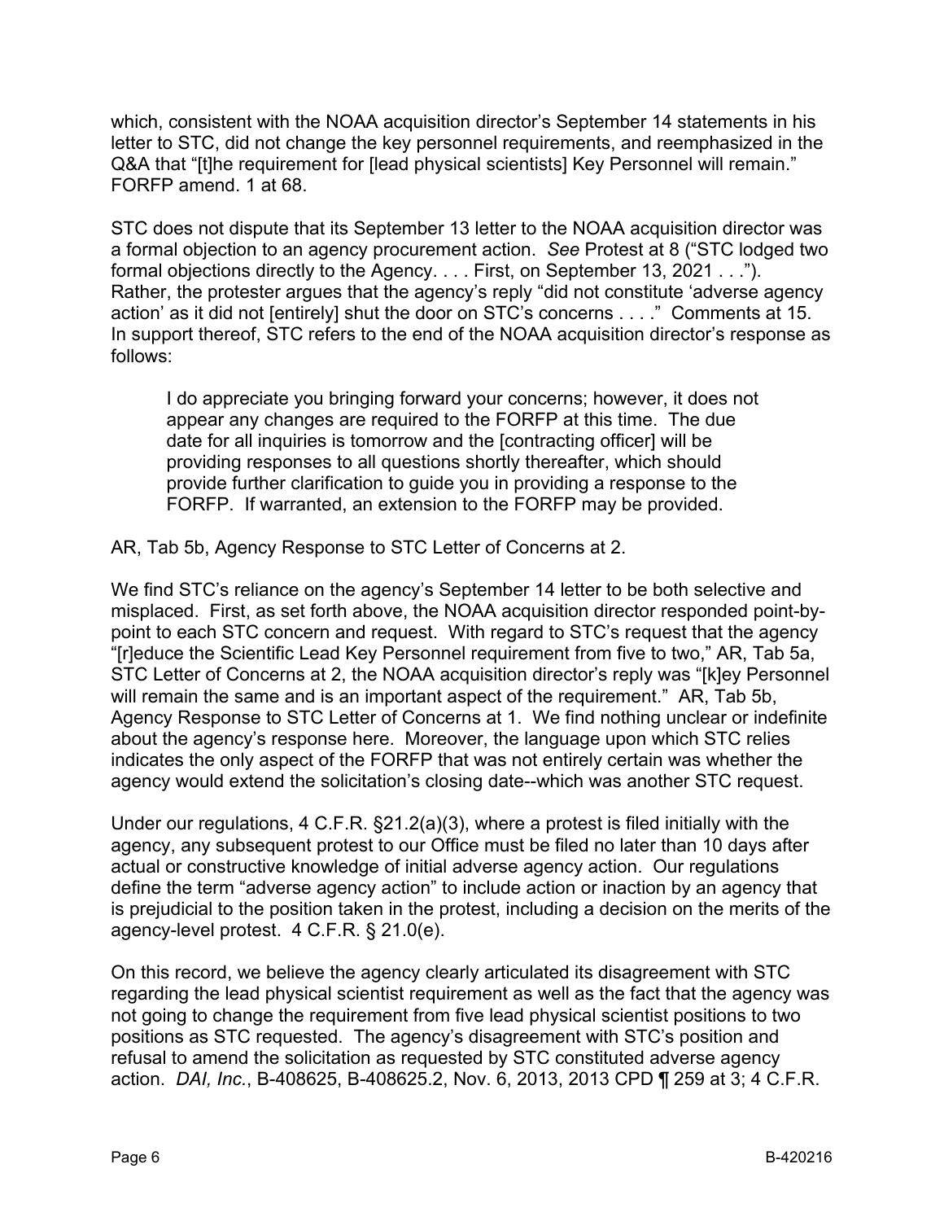which, consistent with the NOAA acquisition director's September 14 statements in his letter to STC, did not change the key personnel requirements, and reemphasized in the Q&A that "[t]he requirement for [lead physical scientists] Key Personnel will remain." FORFP amend. 1 at 68.

STC does not dispute that its September 13 letter to the NOAA acquisition director was a formal objection to an agency procurement action. *See* Protest at 8 ("STC lodged two formal objections directly to the Agency. . . . First, on September 13, 2021 . . ."). Rather, the protester argues that the agency's reply "did not constitute 'adverse agency action' as it did not [entirely] shut the door on STC's concerns . . . ." Comments at 15. In support thereof, STC refers to the end of the NOAA acquisition director's response as follows:

> I do appreciate you bringing forward your concerns; however, it does not appear any changes are required to the FORFP at this time. The due date for all inquiries is tomorrow and the [contracting officer] will be providing responses to all questions shortly thereafter, which should provide further clarification to guide you in providing a response to the FORFP. If warranted, an extension to the FORFP may be provided.

AR, Tab 5b, Agency Response to STC Letter of Concerns at 2.

We find STC's reliance on the agency's September 14 letter to be both selective and misplaced. First, as set forth above, the NOAA acquisition director responded point-by-point to each STC concern and request. With regard to STC's request that the agency "[r]educe the Scientific Lead Key Personnel requirement from five to two," AR, Tab 5a, STC Letter of Concerns at 2, the NOAA acquisition director's reply was "[k]ey Personnel will remain the same and is an important aspect of the requirement." AR, Tab 5b, Agency Response to STC Letter of Concerns at 1. We find nothing unclear or indefinite about the agency's response here. Moreover, the language upon which STC relies indicates the only aspect of the FORFP that was not entirely certain was whether the agency would extend the solicitation's closing date--which was another STC request.

Under our regulations, 4 C.F.R. §21.2(a)(3), where a protest is filed initially with the agency, any subsequent protest to our Office must be filed no later than 10 days after actual or constructive knowledge of initial adverse agency action. Our regulations define the term "adverse agency action" to include action or inaction by an agency that is prejudicial to the position taken in the protest, including a decision on the merits of the agency-level protest. 4 C.F.R. § 21.0(e).

On this record, we believe the agency clearly articulated its disagreement with STC regarding the lead physical scientist requirement as well as the fact that the agency was not going to change the requirement from five lead physical scientist positions to two positions as STC requested. The agency's disagreement with STC's position and refusal to amend the solicitation as requested by STC constituted adverse agency action. *DAI, Inc.*, B-408625, B-408625.2, Nov. 6, 2013, 2013 CPD ¶ 259 at 3; 4 C.F.R.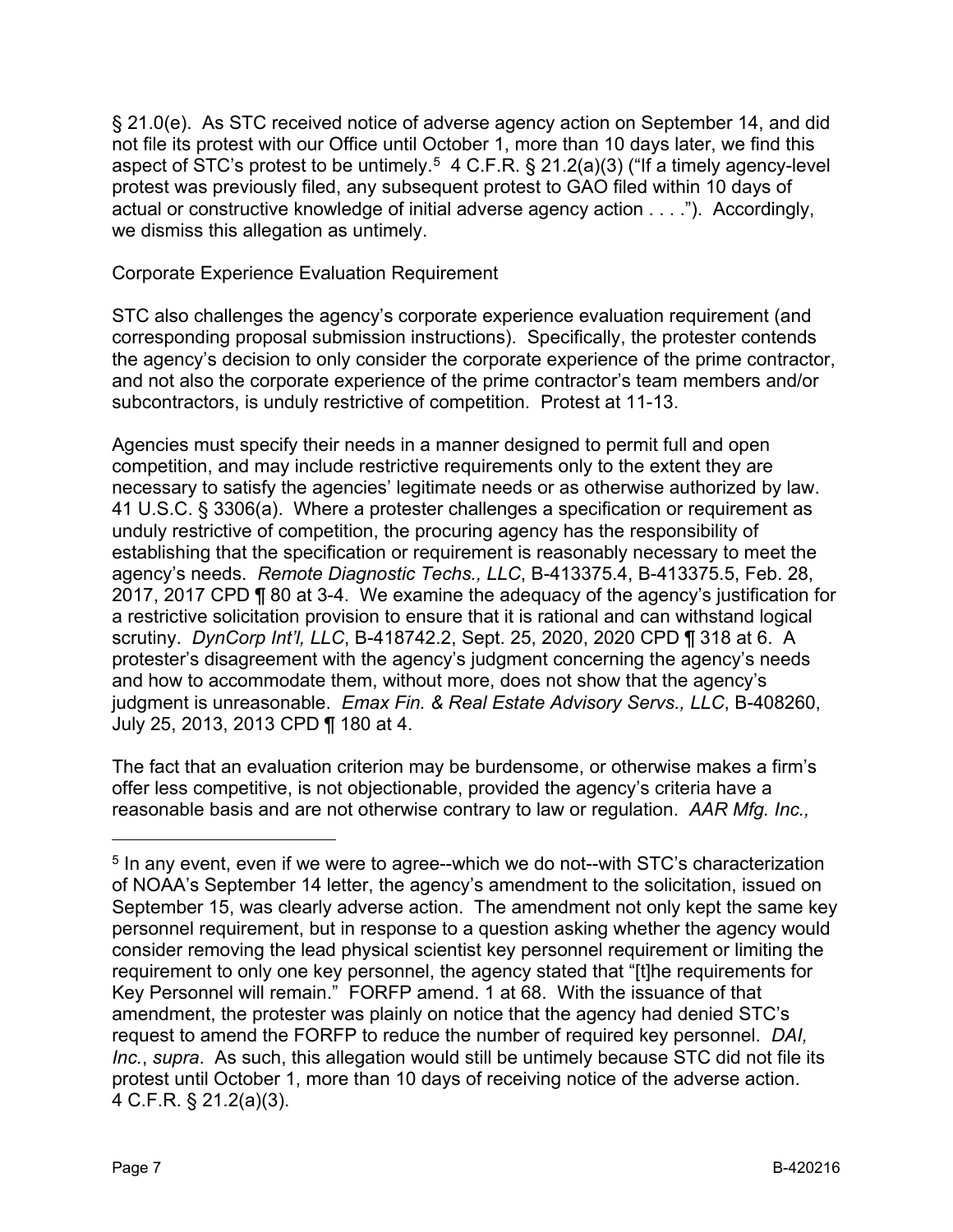§ 21.0(e). As STC received notice of adverse agency action on September 14, and did not file its protest with our Office until October 1, more than 10 days later, we find this aspect of STC's protest to be untimely.[5] 4 C.F.R. § 21.2(a)(3) ("If a timely agency-level protest was previously filed, any subsequent protest to GAO filed within 10 days of actual or constructive knowledge of initial adverse agency action . . . ."). Accordingly, we dismiss this allegation as untimely.

Corporate Experience Evaluation Requirement

STC also challenges the agency's corporate experience evaluation requirement (and corresponding proposal submission instructions). Specifically, the protester contends the agency's decision to only consider the corporate experience of the prime contractor, and not also the corporate experience of the prime contractor's team members and/or subcontractors, is unduly restrictive of competition. Protest at 11-13.

Agencies must specify their needs in a manner designed to permit full and open competition, and may include restrictive requirements only to the extent they are necessary to satisfy the agencies' legitimate needs or as otherwise authorized by law. 41 U.S.C. § 3306(a). Where a protester challenges a specification or requirement as unduly restrictive of competition, the procuring agency has the responsibility of establishing that the specification or requirement is reasonably necessary to meet the agency's needs. *Remote Diagnostic Techs., LLC*, B-413375.4, B-413375.5, Feb. 28, 2017, 2017 CPD ¶ 80 at 3-4. We examine the adequacy of the agency's justification for a restrictive solicitation provision to ensure that it is rational and can withstand logical scrutiny. *DynCorp Int'l, LLC*, B-418742.2, Sept. 25, 2020, 2020 CPD ¶ 318 at 6. A protester's disagreement with the agency's judgment concerning the agency's needs and how to accommodate them, without more, does not show that the agency's judgment is unreasonable. *Emax Fin. & Real Estate Advisory Servs., LLC*, B-408260, July 25, 2013, 2013 CPD ¶ 180 at 4.

The fact that an evaluation criterion may be burdensome, or otherwise makes a firm's offer less competitive, is not objectionable, provided the agency's criteria have a reasonable basis and are not otherwise contrary to law or regulation. *AAR Mfg. Inc.,*

---

[5] In any event, even if we were to agree--which we do not--with STC's characterization of NOAA's September 14 letter, the agency's amendment to the solicitation, issued on September 15, was clearly adverse action. The amendment not only kept the same key personnel requirement, but in response to a question asking whether the agency would consider removing the lead physical scientist key personnel requirement or limiting the requirement to only one key personnel, the agency stated that "[t]he requirements for Key Personnel will remain." FORFP amend. 1 at 68. With the issuance of that amendment, the protester was plainly on notice that the agency had denied STC's request to amend the FORFP to reduce the number of required key personnel. *DAI, Inc.*, *supra*. As such, this allegation would still be untimely because STC did not file its protest until October 1, more than 10 days of receiving notice of the adverse action. 4 C.F.R. § 21.2(a)(3).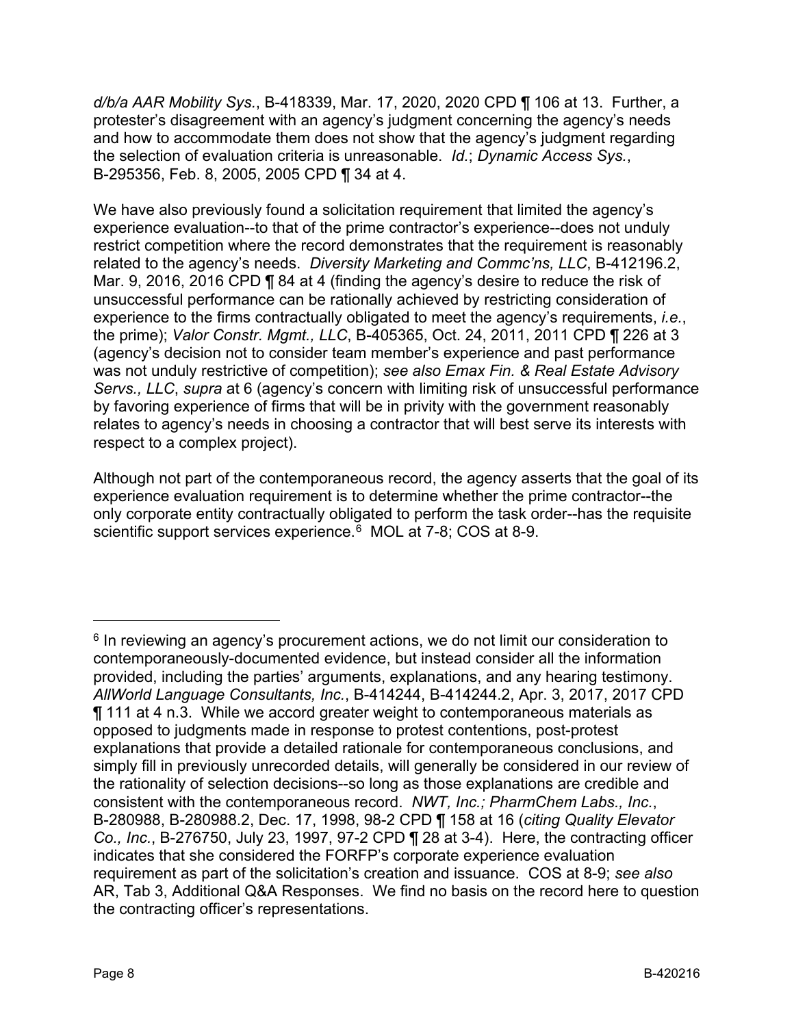*d/b/a AAR Mobility Sys.*, B-418339, Mar. 17, 2020, 2020 CPD ¶ 106 at 13. Further, a protester's disagreement with an agency's judgment concerning the agency's needs and how to accommodate them does not show that the agency's judgment regarding the selection of evaluation criteria is unreasonable. *Id.*; *Dynamic Access Sys.*, B-295356, Feb. 8, 2005, 2005 CPD ¶ 34 at 4.

We have also previously found a solicitation requirement that limited the agency's experience evaluation--to that of the prime contractor's experience--does not unduly restrict competition where the record demonstrates that the requirement is reasonably related to the agency's needs. *Diversity Marketing and Commc'ns, LLC*, B-412196.2, Mar. 9, 2016, 2016 CPD ¶ 84 at 4 (finding the agency's desire to reduce the risk of unsuccessful performance can be rationally achieved by restricting consideration of experience to the firms contractually obligated to meet the agency's requirements, *i.e.*, the prime); *Valor Constr. Mgmt., LLC*, B-405365, Oct. 24, 2011, 2011 CPD ¶ 226 at 3 (agency's decision not to consider team member's experience and past performance was not unduly restrictive of competition); *see also Emax Fin. & Real Estate Advisory Servs., LLC*, *supra* at 6 (agency's concern with limiting risk of unsuccessful performance by favoring experience of firms that will be in privity with the government reasonably relates to agency's needs in choosing a contractor that will best serve its interests with respect to a complex project).

Although not part of the contemporaneous record, the agency asserts that the goal of its experience evaluation requirement is to determine whether the prime contractor--the only corporate entity contractually obligated to perform the task order--has the requisite scientific support services experience.[6] MOL at 7-8; COS at 8-9.

---

[6] In reviewing an agency's procurement actions, we do not limit our consideration to contemporaneously-documented evidence, but instead consider all the information provided, including the parties' arguments, explanations, and any hearing testimony. *AllWorld Language Consultants, Inc.*, B-414244, B-414244.2, Apr. 3, 2017, 2017 CPD ¶ 111 at 4 n.3. While we accord greater weight to contemporaneous materials as opposed to judgments made in response to protest contentions, post-protest explanations that provide a detailed rationale for contemporaneous conclusions, and simply fill in previously unrecorded details, will generally be considered in our review of the rationality of selection decisions--so long as those explanations are credible and consistent with the contemporaneous record. *NWT, Inc.; PharmChem Labs., Inc.*, B-280988, B-280988.2, Dec. 17, 1998, 98-2 CPD ¶ 158 at 16 (*citing Quality Elevator Co., Inc.*, B-276750, July 23, 1997, 97-2 CPD ¶ 28 at 3-4). Here, the contracting officer indicates that she considered the FORFP's corporate experience evaluation requirement as part of the solicitation's creation and issuance. COS at 8-9; *see also* AR, Tab 3, Additional Q&A Responses. We find no basis on the record here to question the contracting officer's representations.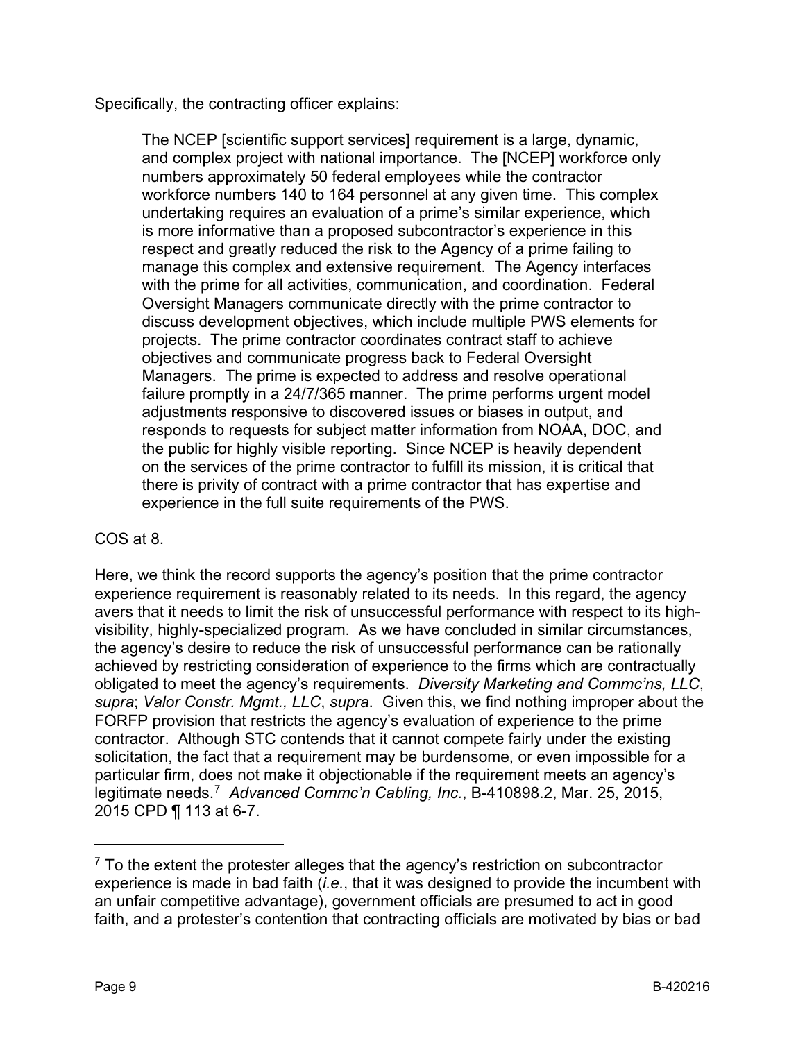Specifically, the contracting officer explains:

> The NCEP [scientific support services] requirement is a large, dynamic, and complex project with national importance. The [NCEP] workforce only numbers approximately 50 federal employees while the contractor workforce numbers 140 to 164 personnel at any given time. This complex undertaking requires an evaluation of a prime's similar experience, which is more informative than a proposed subcontractor's experience in this respect and greatly reduced the risk to the Agency of a prime failing to manage this complex and extensive requirement. The Agency interfaces with the prime for all activities, communication, and coordination. Federal Oversight Managers communicate directly with the prime contractor to discuss development objectives, which include multiple PWS elements for projects. The prime contractor coordinates contract staff to achieve objectives and communicate progress back to Federal Oversight Managers. The prime is expected to address and resolve operational failure promptly in a 24/7/365 manner. The prime performs urgent model adjustments responsive to discovered issues or biases in output, and responds to requests for subject matter information from NOAA, DOC, and the public for highly visible reporting. Since NCEP is heavily dependent on the services of the prime contractor to fulfill its mission, it is critical that there is privity of contract with a prime contractor that has expertise and experience in the full suite requirements of the PWS.

COS at 8.

Here, we think the record supports the agency's position that the prime contractor experience requirement is reasonably related to its needs. In this regard, the agency avers that it needs to limit the risk of unsuccessful performance with respect to its high-visibility, highly-specialized program. As we have concluded in similar circumstances, the agency's desire to reduce the risk of unsuccessful performance can be rationally achieved by restricting consideration of experience to the firms which are contractually obligated to meet the agency's requirements. *Diversity Marketing and Commc'ns, LLC*, *supra*; *Valor Constr. Mgmt., LLC*, *supra*. Given this, we find nothing improper about the FORFP provision that restricts the agency's evaluation of experience to the prime contractor. Although STC contends that it cannot compete fairly under the existing solicitation, the fact that a requirement may be burdensome, or even impossible for a particular firm, does not make it objectionable if the requirement meets an agency's legitimate needs.[7] *Advanced Commc'n Cabling, Inc.*, B-410898.2, Mar. 25, 2015, 2015 CPD ¶ 113 at 6-7.

---

[7] To the extent the protester alleges that the agency's restriction on subcontractor experience is made in bad faith (*i.e.*, that it was designed to provide the incumbent with an unfair competitive advantage), government officials are presumed to act in good faith, and a protester's contention that contracting officials are motivated by bias or bad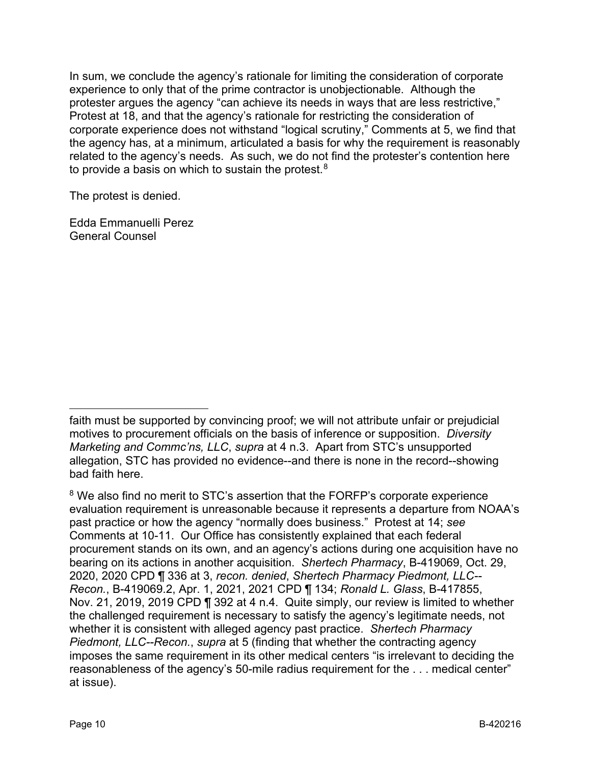In sum, we conclude the agency's rationale for limiting the consideration of corporate experience to only that of the prime contractor is unobjectionable. Although the protester argues the agency "can achieve its needs in ways that are less restrictive," Protest at 18, and that the agency's rationale for restricting the consideration of corporate experience does not withstand "logical scrutiny," Comments at 5, we find that the agency has, at a minimum, articulated a basis for why the requirement is reasonably related to the agency's needs. As such, we do not find the protester's contention here to provide a basis on which to sustain the protest.[8]

The protest is denied.

Edda Emmanuelli Perez
General Counsel

---

faith must be supported by convincing proof; we will not attribute unfair or prejudicial motives to procurement officials on the basis of inference or supposition. *Diversity Marketing and Commc'ns, LLC*, *supra* at 4 n.3. Apart from STC's unsupported allegation, STC has provided no evidence--and there is none in the record--showing bad faith here.

[8] We also find no merit to STC's assertion that the FORFP's corporate experience evaluation requirement is unreasonable because it represents a departure from NOAA's past practice or how the agency "normally does business." Protest at 14; *see* Comments at 10-11. Our Office has consistently explained that each federal procurement stands on its own, and an agency's actions during one acquisition have no bearing on its actions in another acquisition. *Shertech Pharmacy*, B-419069, Oct. 29, 2020, 2020 CPD ¶ 336 at 3, *recon. denied*, *Shertech Pharmacy Piedmont, LLC--Recon.*, B-419069.2, Apr. 1, 2021, 2021 CPD ¶ 134; *Ronald L. Glass*, B-417855, Nov. 21, 2019, 2019 CPD ¶ 392 at 4 n.4. Quite simply, our review is limited to whether the challenged requirement is necessary to satisfy the agency's legitimate needs, not whether it is consistent with alleged agency past practice. *Shertech Pharmacy Piedmont, LLC--Recon.*, *supra* at 5 (finding that whether the contracting agency imposes the same requirement in its other medical centers "is irrelevant to deciding the reasonableness of the agency's 50-mile radius requirement for the . . . medical center" at issue).